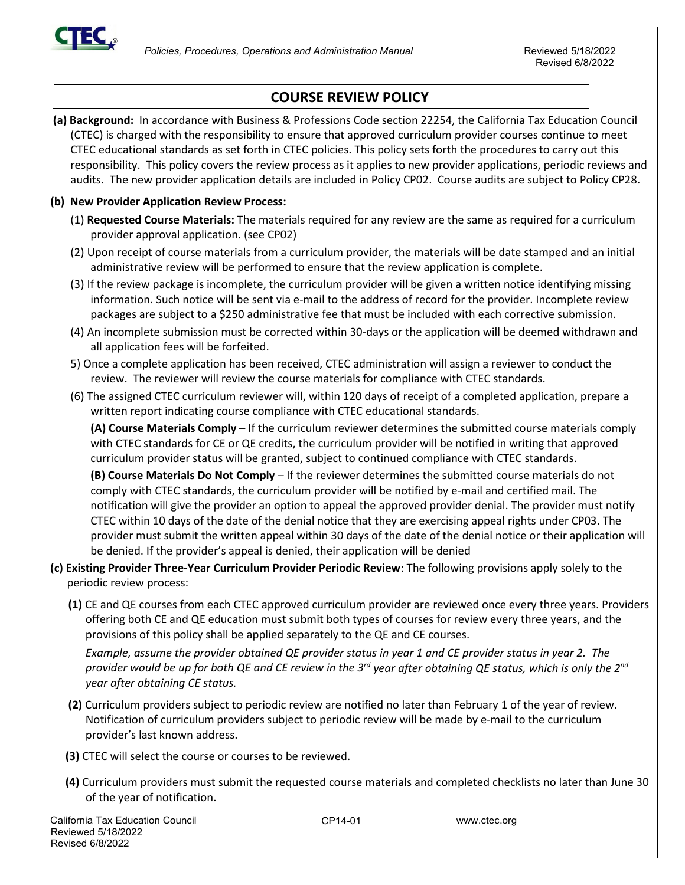## COURSE REVIEW POLICY

**(a) Background:** In accordance with Business & Professions Code section 22254, the California Tax Education Council (CTEC) is charged with the responsibility to ensure that approved curriculum provider courses continue to meet CTEC educational standards as set forth in CTEC policies. This policy sets forth the procedures to carry out this responsibility. This policy covers the review process as it applies to new provider applications, periodic reviews and audits. The new provider application details are included in Policy CP02. Course audits are subject to Policy CP28.

**(b) New Provider Application Review Process:**

(1) **Requested Course Materials:** The materials required for any review are the same as required for a curriculum provider approval application. (see CP02)

(2) Upon receipt of course materials from a curriculum provider, the materials will be date stamped and an initial administrative review will be performed to ensure that the review application is complete.

(3) If the review package is incomplete, the curriculum provider will be given a written notice identifying missing information. Such notice will be sent via e-mail to the address of record for the provider. Incomplete review packages are subject to a $250 administrative fee that must be included with each corrective submission.

(4) An incomplete submission must be corrected within 30-days or the application will be deemed withdrawn and all application fees will be forfeited.

5) Once a complete application has been received, CTEC administration will assign a reviewer to conduct the review. The reviewer will review the course materials for compliance with CTEC standards.

(6) The assigned CTEC curriculum reviewer will, within 120 days of receipt of a completed application, prepare a written report indicating course compliance with CTEC educational standards.

**(A) Course Materials Comply** – If the curriculum reviewer determines the submitted course materials comply with CTEC standards for CE or QE credits, the curriculum provider will be notified in writing that approved curriculum provider status will be granted, subject to continued compliance with CTEC standards.

**(B) Course Materials Do Not Comply** – If the reviewer determines the submitted course materials do not comply with CTEC standards, the curriculum provider will be notified by e-mail and certified mail. The notification will give the provider an option to appeal the approved provider denial. The provider must notify CTEC within 10 days of the date of the denial notice that they are exercising appeal rights under CP03. The provider must submit the written appeal within 30 days of the date of the denial notice or their application will be denied. If the provider's appeal is denied, their application will be denied

**(c) Existing Provider Three-Year Curriculum Provider Periodic Review**: The following provisions apply solely to the periodic review process:

**(1)** CE and QE courses from each CTEC approved curriculum provider are reviewed once every three years. Providers offering both CE and QE education must submit both types of courses for review every three years, and the provisions of this policy shall be applied separately to the QE and CE courses.

*Example, assume the provider obtained QE provider status in year 1 and CE provider status in year 2. The provider would be up for both QE and CE review in the 3rd year after obtaining QE status, which is only the 2nd year after obtaining CE status.*

**(2)** Curriculum providers subject to periodic review are notified no later than February 1 of the year of review. Notification of curriculum providers subject to periodic review will be made by e-mail to the curriculum provider's last known address.

**(3)** CTEC will select the course or courses to be reviewed.

**(4)** Curriculum providers must submit the requested course materials and completed checklists no later than June 30 of the year of notification.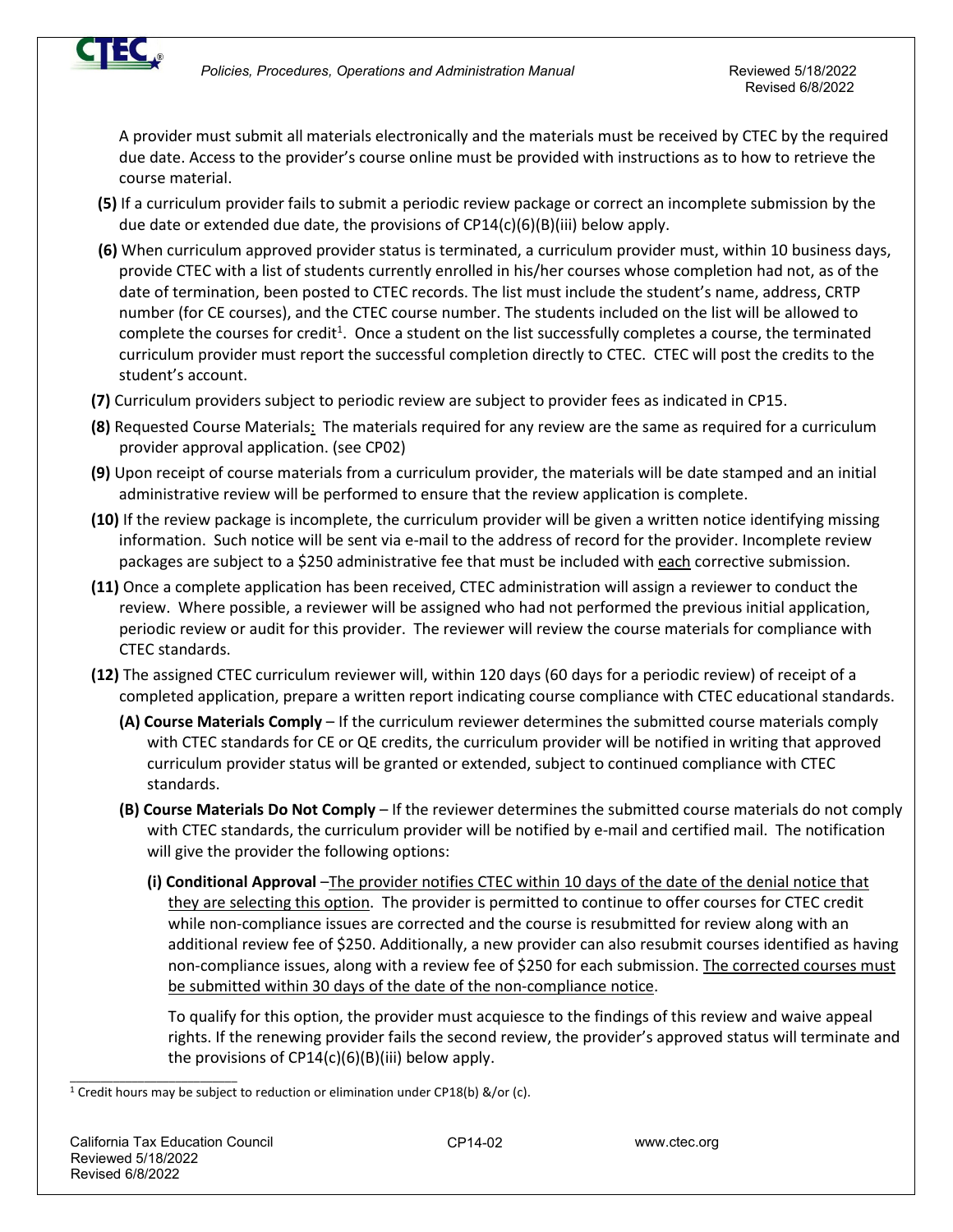A provider must submit all materials electronically and the materials must be received by CTEC by the required due date. Access to the provider's course online must be provided with instructions as to how to retrieve the course material.

**(5)** If a curriculum provider fails to submit a periodic review package or correct an incomplete submission by the due date or extended due date, the provisions of CP14(c)(6)(B)(iii) below apply.

**(6)** When curriculum approved provider status is terminated, a curriculum provider must, within 10 business days, provide CTEC with a list of students currently enrolled in his/her courses whose completion had not, as of the date of termination, been posted to CTEC records. The list must include the student's name, address, CRTP number (for CE courses), and the CTEC course number. The students included on the list will be allowed to complete the courses for credit[1]. Once a student on the list successfully completes a course, the terminated curriculum provider must report the successful completion directly to CTEC. CTEC will post the credits to the student's account.

**(7)** Curriculum providers subject to periodic review are subject to provider fees as indicated in CP15.

**(8)** Requested Course Materials: The materials required for any review are the same as required for a curriculum provider approval application. (see CP02)

**(9)** Upon receipt of course materials from a curriculum provider, the materials will be date stamped and an initial administrative review will be performed to ensure that the review application is complete.

**(10)** If the review package is incomplete, the curriculum provider will be given a written notice identifying missing information. Such notice will be sent via e-mail to the address of record for the provider. Incomplete review packages are subject to a $250 administrative fee that must be included with each corrective submission.

**(11)** Once a complete application has been received, CTEC administration will assign a reviewer to conduct the review. Where possible, a reviewer will be assigned who had not performed the previous initial application, periodic review or audit for this provider. The reviewer will review the course materials for compliance with CTEC standards.

**(12)** The assigned CTEC curriculum reviewer will, within 120 days (60 days for a periodic review) of receipt of a completed application, prepare a written report indicating course compliance with CTEC educational standards.

**(A) Course Materials Comply** – If the curriculum reviewer determines the submitted course materials comply with CTEC standards for CE or QE credits, the curriculum provider will be notified in writing that approved curriculum provider status will be granted or extended, subject to continued compliance with CTEC standards.

**(B) Course Materials Do Not Comply** – If the reviewer determines the submitted course materials do not comply with CTEC standards, the curriculum provider will be notified by e-mail and certified mail. The notification will give the provider the following options:

**(i) Conditional Approval** –The provider notifies CTEC within 10 days of the date of the denial notice that they are selecting this option. The provider is permitted to continue to offer courses for CTEC credit while non-compliance issues are corrected and the course is resubmitted for review along with an additional review fee of $250. Additionally, a new provider can also resubmit courses identified as having non-compliance issues, along with a review fee of $250 for each submission. The corrected courses must be submitted within 30 days of the date of the non-compliance notice.

To qualify for this option, the provider must acquiesce to the findings of this review and waive appeal rights. If the renewing provider fails the second review, the provider's approved status will terminate and the provisions of CP14(c)(6)(B)(iii) below apply.

[1] Credit hours may be subject to reduction or elimination under CP18(b) &/or (c).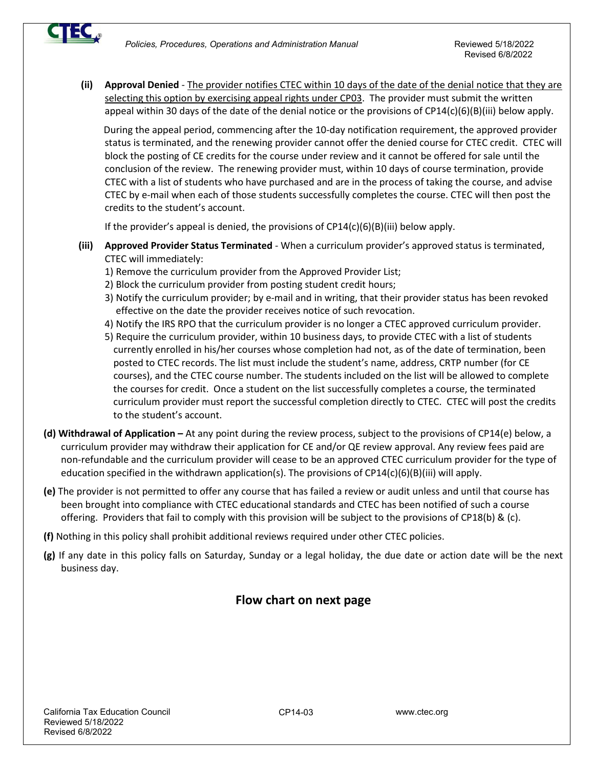**(ii) Approval Denied** - <u>The provider notifies CTEC within 10 days of the date of the denial notice that they are selecting this option by exercising appeal rights under CP03</u>. The provider must submit the written appeal within 30 days of the date of the denial notice or the provisions of CP14(c)(6)(B)(iii) below apply.

During the appeal period, commencing after the 10-day notification requirement, the approved provider status is terminated, and the renewing provider cannot offer the denied course for CTEC credit. CTEC will block the posting of CE credits for the course under review and it cannot be offered for sale until the conclusion of the review. The renewing provider must, within 10 days of course termination, provide CTEC with a list of students who have purchased and are in the process of taking the course, and advise CTEC by e-mail when each of those students successfully completes the course. CTEC will then post the credits to the student's account.

If the provider's appeal is denied, the provisions of CP14(c)(6)(B)(iii) below apply.

**(iii) Approved Provider Status Terminated** - When a curriculum provider's approved status is terminated, CTEC will immediately:

1) Remove the curriculum provider from the Approved Provider List;
2) Block the curriculum provider from posting student credit hours;
3) Notify the curriculum provider; by e-mail and in writing, that their provider status has been revoked effective on the date the provider receives notice of such revocation.
4) Notify the IRS RPO that the curriculum provider is no longer a CTEC approved curriculum provider.
5) Require the curriculum provider, within 10 business days, to provide CTEC with a list of students currently enrolled in his/her courses whose completion had not, as of the date of termination, been posted to CTEC records. The list must include the student's name, address, CRTP number (for CE courses), and the CTEC course number. The students included on the list will be allowed to complete the courses for credit. Once a student on the list successfully completes a course, the terminated curriculum provider must report the successful completion directly to CTEC. CTEC will post the credits to the student's account.

**(d) Withdrawal of Application –** At any point during the review process, subject to the provisions of CP14(e) below, a curriculum provider may withdraw their application for CE and/or QE review approval. Any review fees paid are non-refundable and the curriculum provider will cease to be an approved CTEC curriculum provider for the type of education specified in the withdrawn application(s). The provisions of CP14(c)(6)(B)(iii) will apply.

**(e)** The provider is not permitted to offer any course that has failed a review or audit unless and until that course has been brought into compliance with CTEC educational standards and CTEC has been notified of such a course offering. Providers that fail to comply with this provision will be subject to the provisions of CP18(b) & (c).

**(f)** Nothing in this policy shall prohibit additional reviews required under other CTEC policies.

**(g)** If any date in this policy falls on Saturday, Sunday or a legal holiday, the due date or action date will be the next business day.

## Flow chart on next page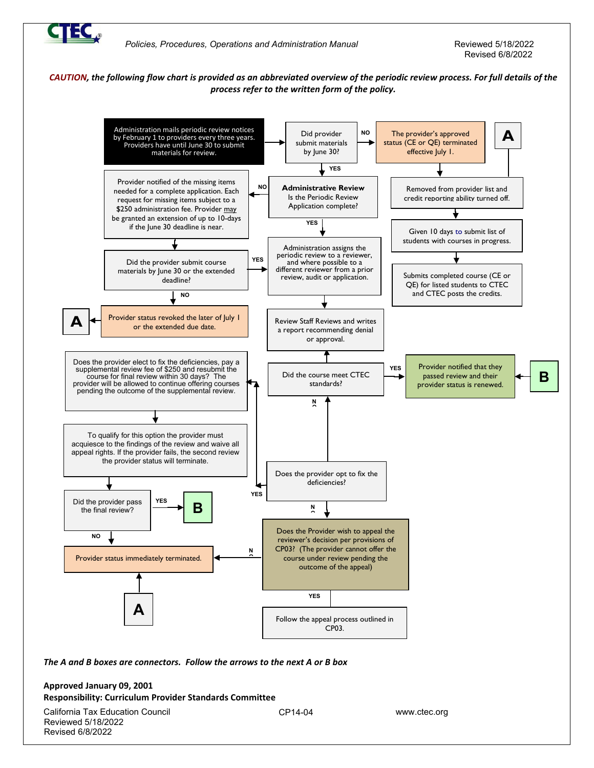***CAUTION**, the following flow chart is provided as an abbreviated overview of the periodic review process. For full details of the process refer to the written form of the policy.*

Administration mails periodic review notices by February 1 to providers every three years. Providers have until June 30 to submit materials for review.

Did provider submit materials by June 30?

NO

The provider's approved status (CE or QE) terminated effective July 1.

A

Removed from provider list and credit reporting ability turned off.

Given 10 days to submit list of students with courses in progress.

Submits completed course (CE or QE) for listed students to CTEC and CTEC posts the credits.

YES

**Administrative Review**
Is the Periodic Review Application complete?

NO

Provider notified of the missing items needed for a complete application. Each request for missing items subject to a $250 administration fee. Provider may be granted an extension of up to 10-days if the June 30 deadline is near.

Did the provider submit course materials by June 30 or the extended deadline?

NO

Provider status revoked the later of July 1 or the extended due date.

A

YES

YES

Administration assigns the periodic review to a reviewer, and where possible to a different reviewer from a prior review, audit or application.

Review Staff Reviews and writes a report recommending denial or approval.

Did the course meet CTEC standards?

YES

Provider notified that they passed review and their provider status is renewed.

B

NO

Does the provider opt to fix the deficiencies?

YES

Does the provider elect to fix the deficiencies, pay a supplemental review fee of $250 and resubmit the course for final review within 30 days? The provider will be allowed to continue offering courses pending the outcome of the supplemental review.

To qualify for this option the provider must acquiesce to the findings of the review and waive all appeal rights. If the provider fails, the second review the provider status will terminate.

Did the provider pass the final review?

YES

B

NO

Provider status immediately terminated.

A

NO

Does the Provider wish to appeal the reviewer's decision per provisions of CP03? (The provider cannot offer the course under review pending the outcome of the appeal)

NO

YES

Follow the appeal process outlined in CP03.

*The A and B boxes are connectors. Follow the arrows to the next A or B box*

**Approved January 09, 2001**
**Responsibility: Curriculum Provider Standards Committee**